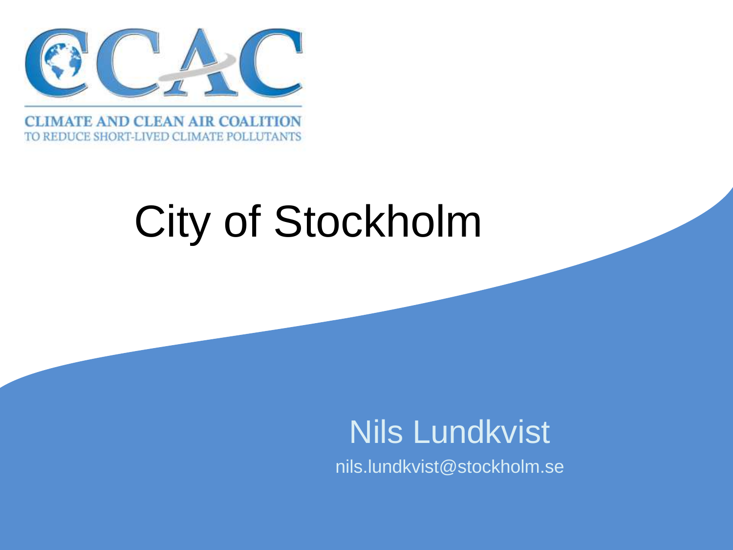CCAC

CLIMATE AND CLEAN AIR COALITION
TO REDUCE SHORT-LIVED CLIMATE POLLUTANTS

# City of Stockholm

Nils Lundkvist

nils.lundkvist@stockholm.se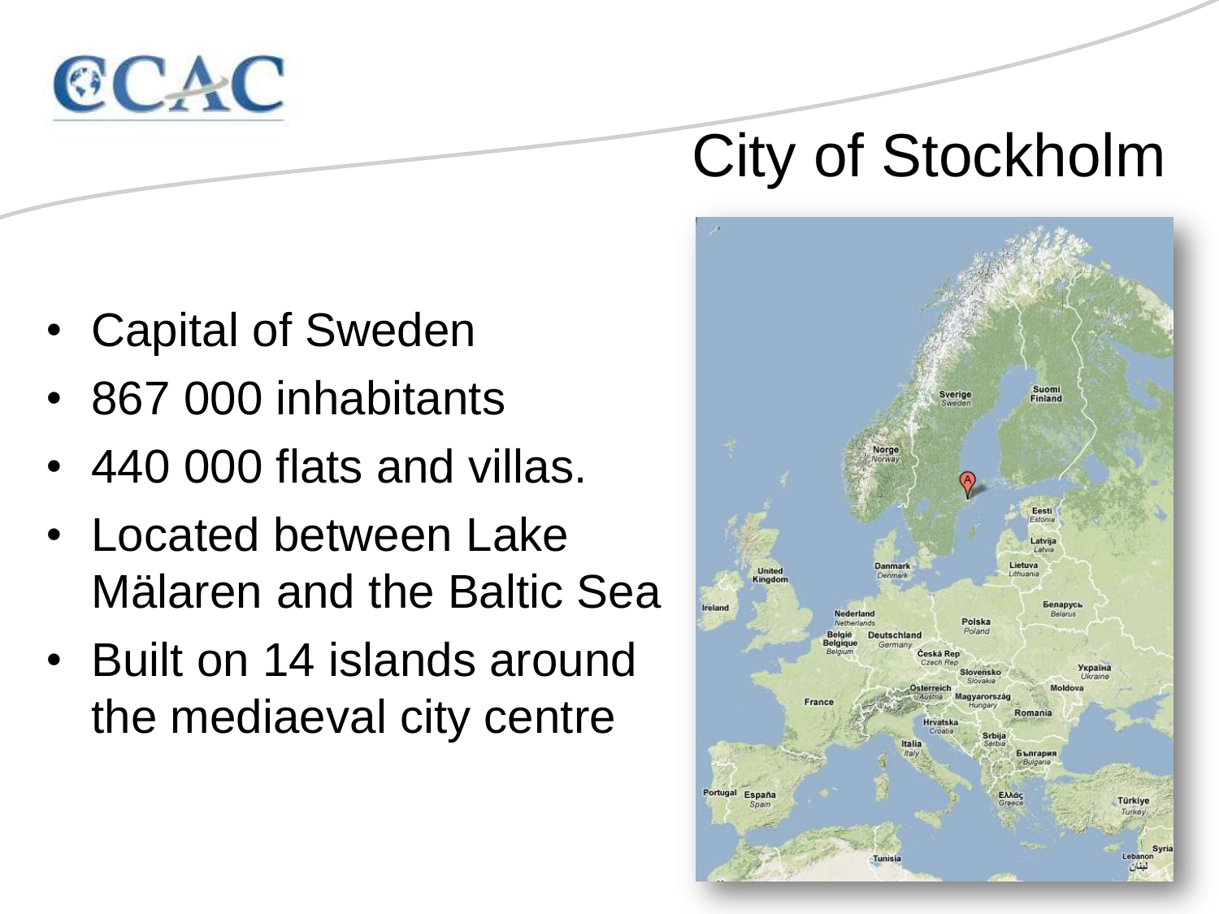# City of Stockholm

- Capital of Sweden
- 867 000 inhabitants
- 440 000 flats and villas.
- Located between Lake Mälaren and the Baltic Sea
- Built on 14 islands around the mediaeval city centre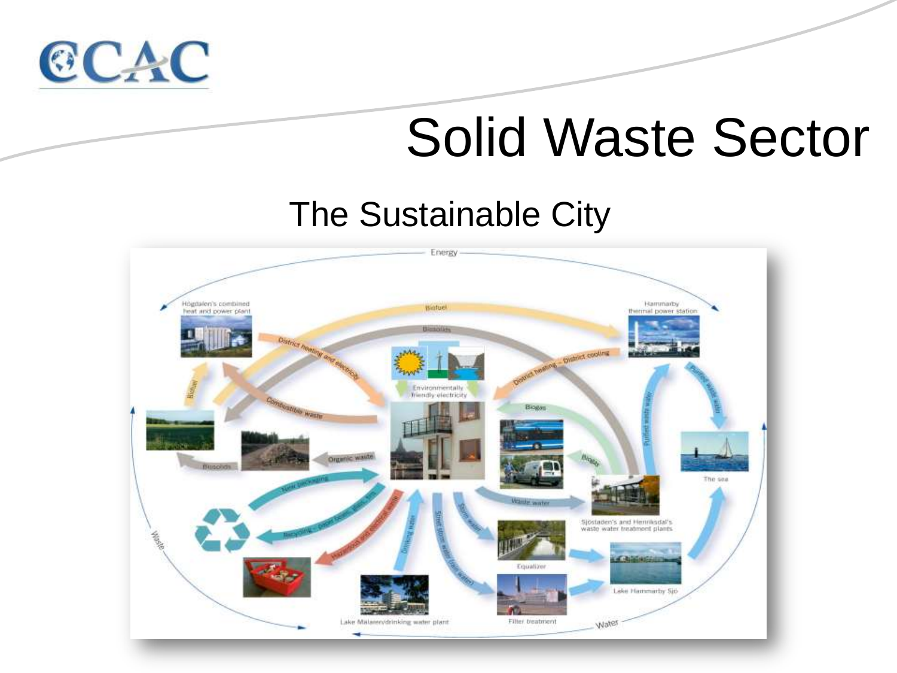# Solid Waste Sector

## The Sustainable City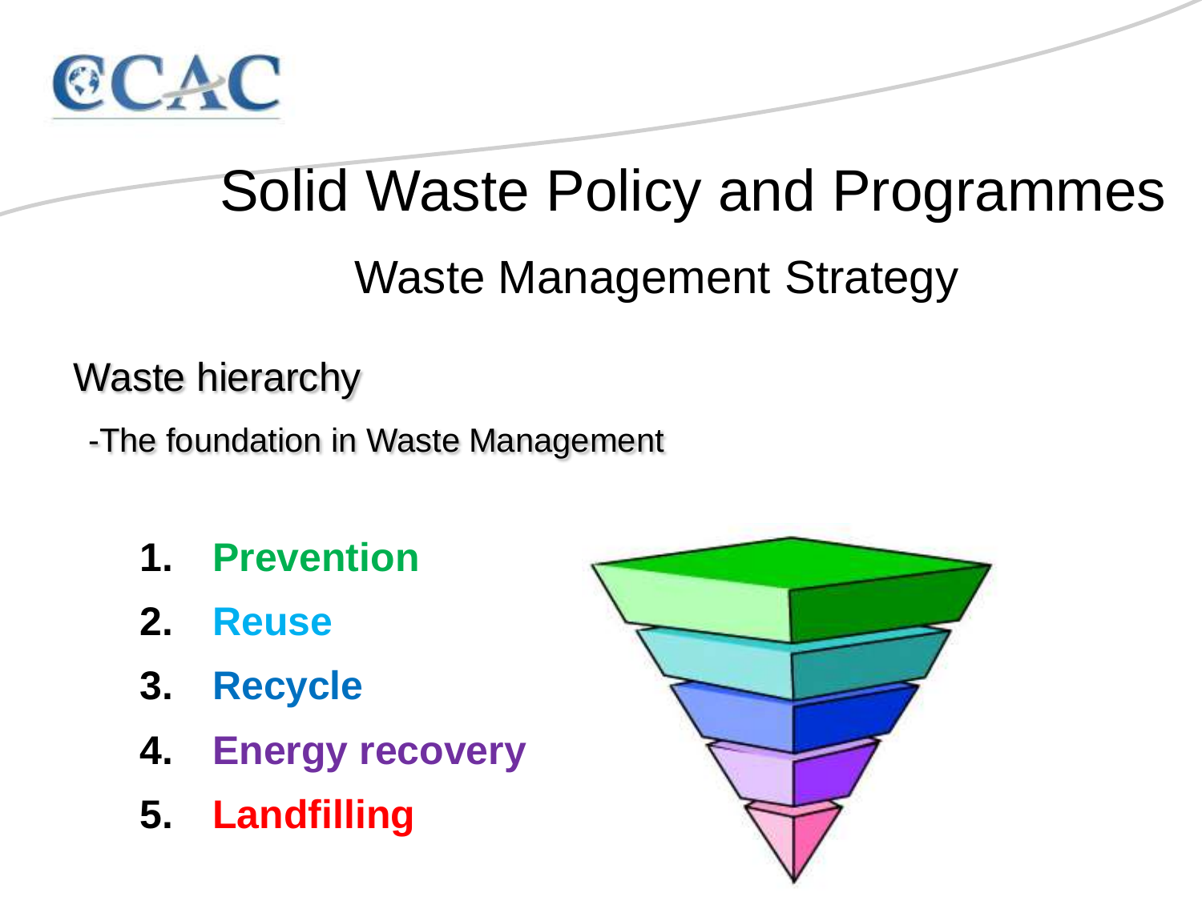# Solid Waste Policy and Programmes

## Waste Management Strategy

### Waste hierarchy

-The foundation in Waste Management

1. **Prevention**
2. **Reuse**
3. **Recycle**
4. **Energy recovery**
5. **Landfilling**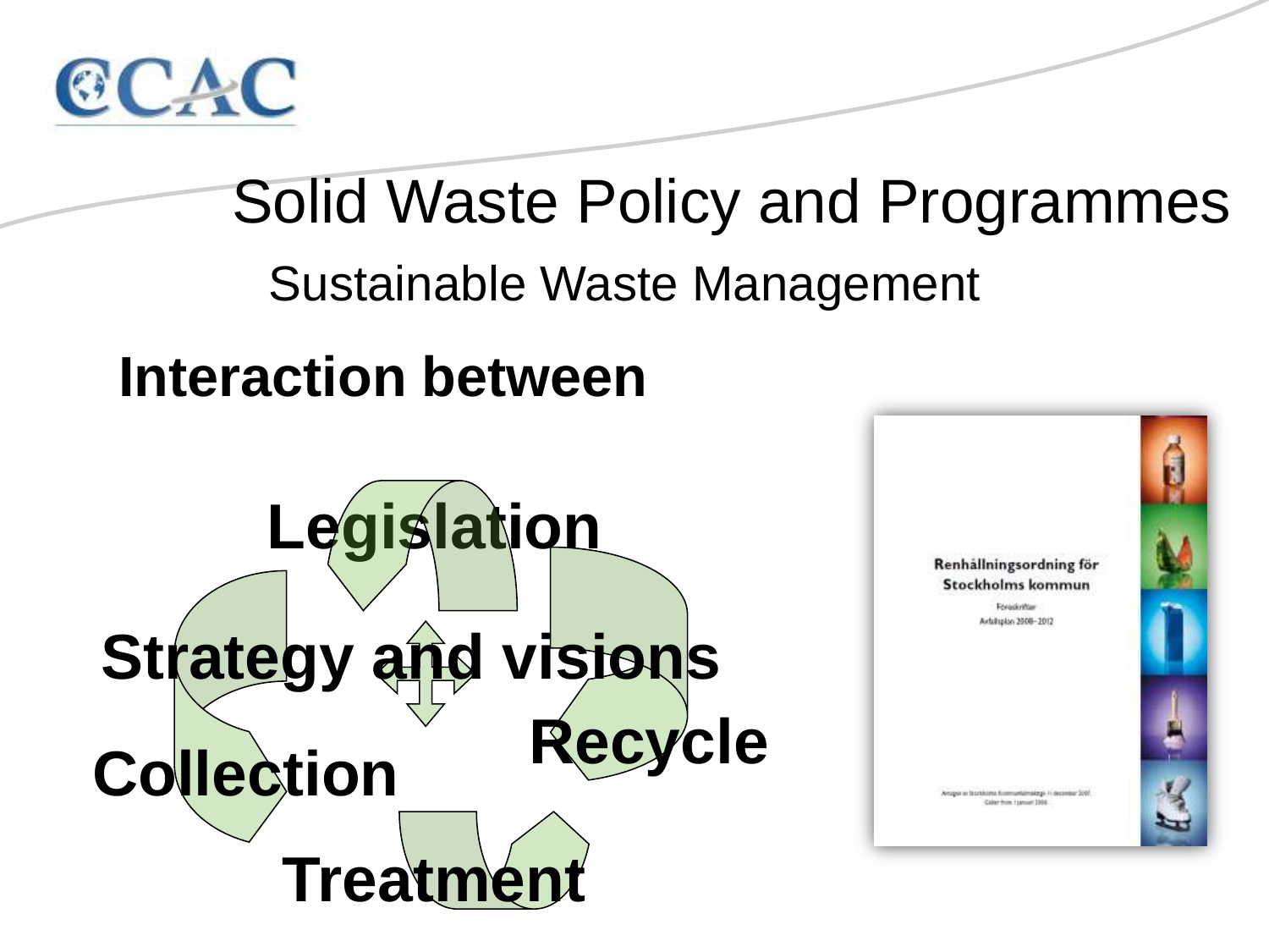# Solid Waste Policy and Programmes

## Sustainable Waste Management

**Interaction between**

**Legislation**

**Strategy and visions**

**Collection**

**Recycle**

**Treatment**

Renhållningsordning för Stockholms kommun

Föreskrifter

Avfallsplan 2008–2012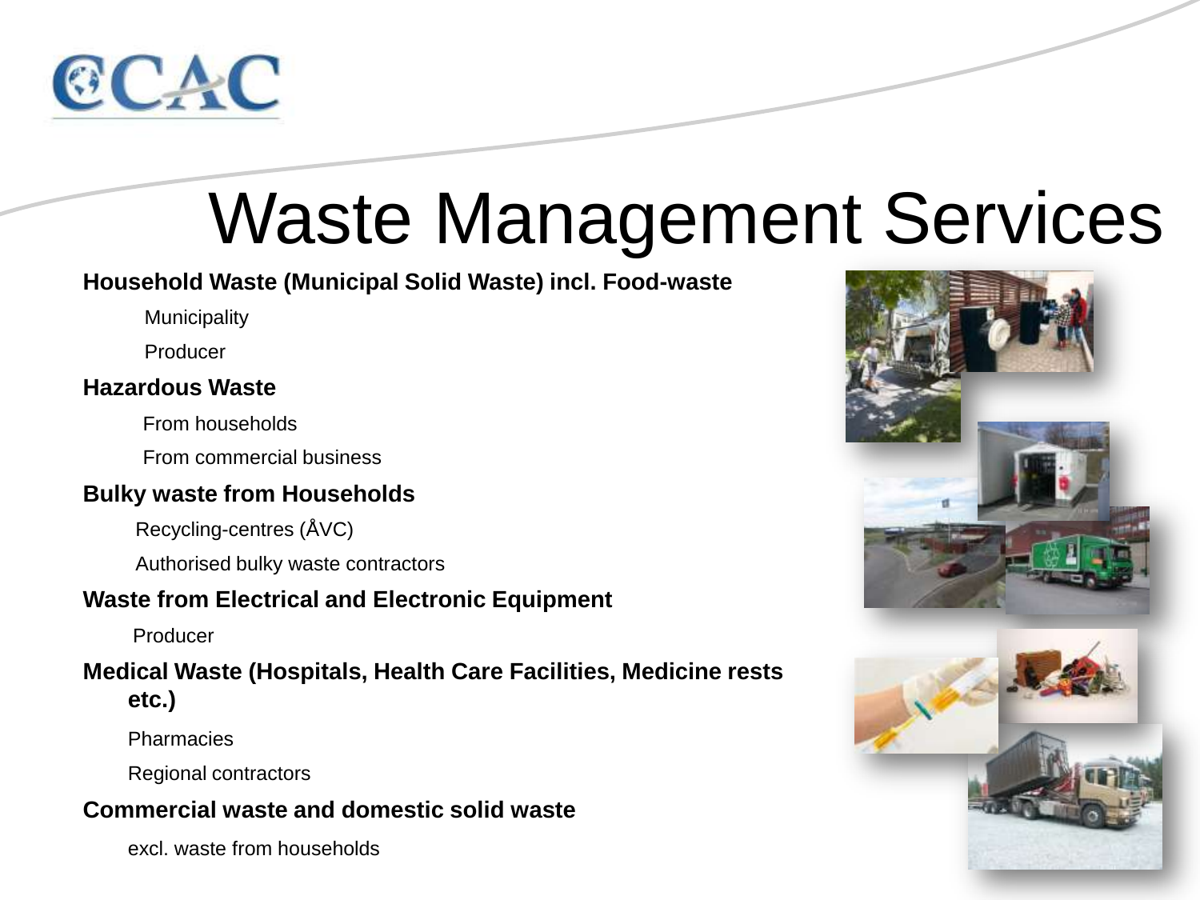# Waste Management Services

**Household Waste (Municipal Solid Waste) incl. Food-waste**

- Municipality
- Producer

**Hazardous Waste**

- From households
- From commercial business

**Bulky waste from Households**

- Recycling-centres (ÅVC)
- Authorised bulky waste contractors

**Waste from Electrical and Electronic Equipment**

- Producer

**Medical Waste (Hospitals, Health Care Facilities, Medicine rests etc.)**

- Pharmacies
- Regional contractors

**Commercial waste and domestic solid waste**

- excl. waste from households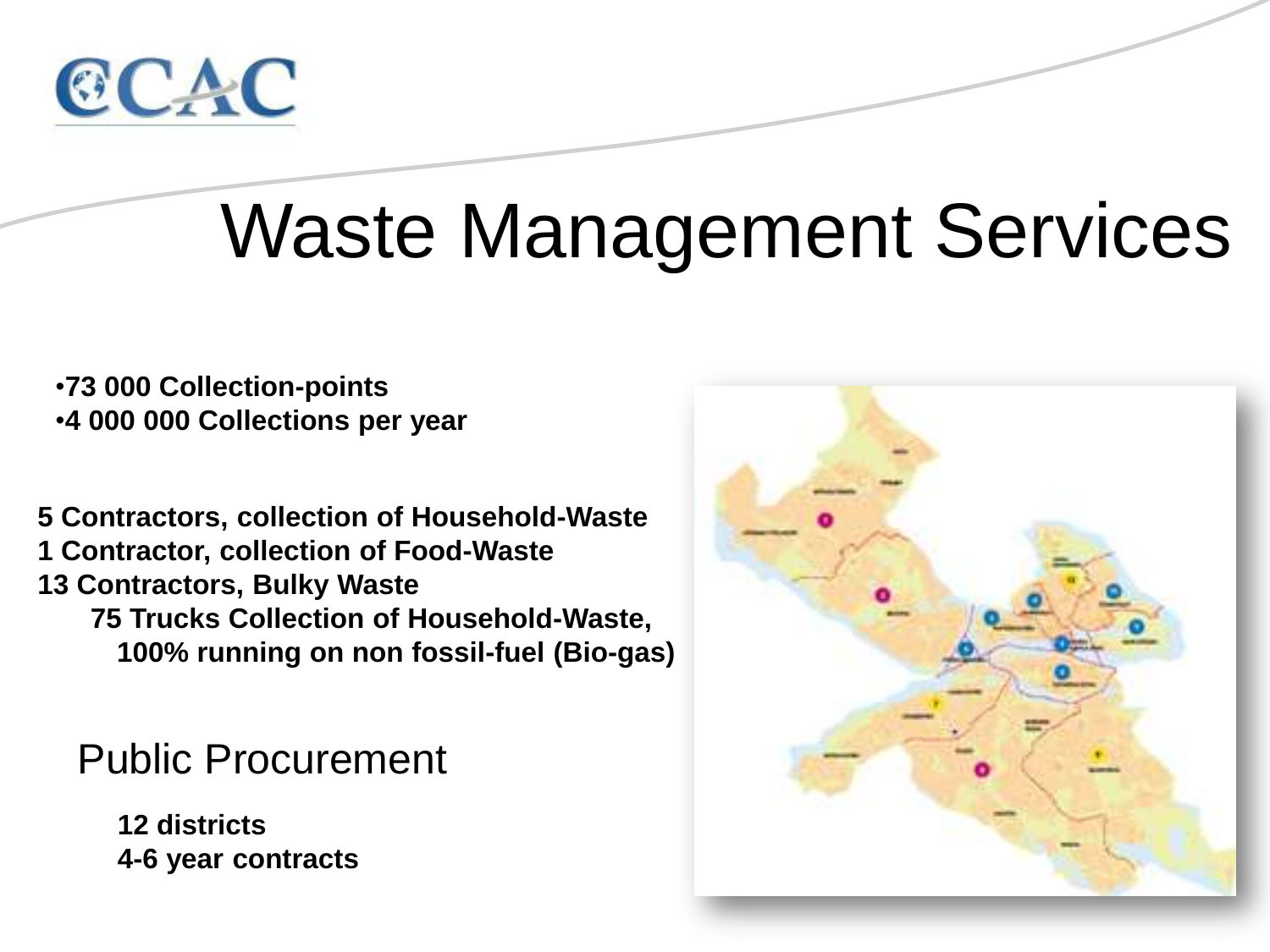# Waste Management Services

- **73 000 Collection-points**
- **4 000 000 Collections per year**

**5 Contractors, collection of Household-Waste**
**1 Contractor, collection of Food-Waste**
**13 Contractors, Bulky Waste**
**75 Trucks Collection of Household-Waste, 100% running on non fossil-fuel (Bio-gas)**

## Public Procurement

**12 districts**
**4-6 year contracts**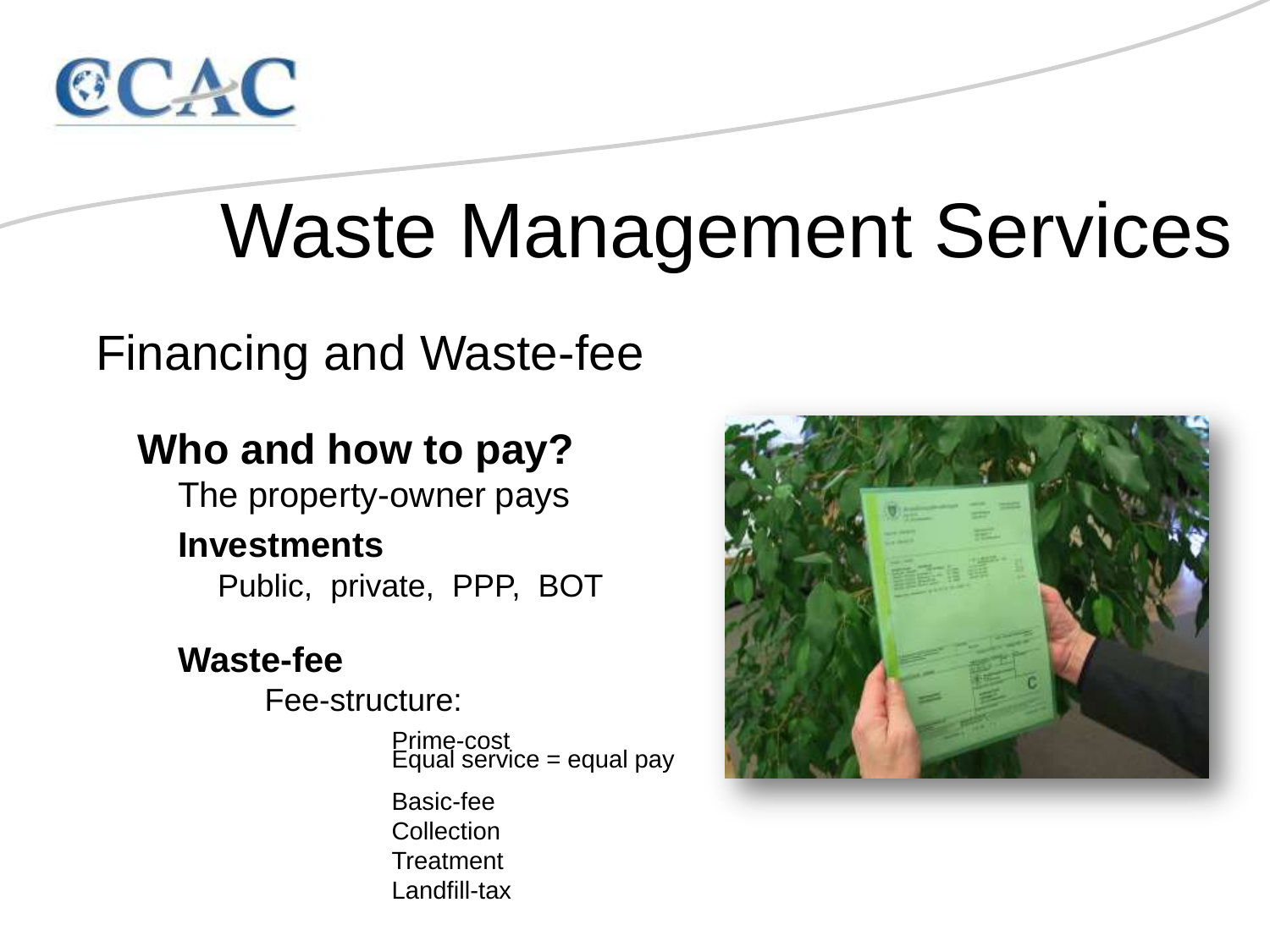# Waste Management Services

## Financing and Waste-fee

### Who and how to pay?

The property-owner pays

**Investments**

Public, private, PPP, BOT

**Waste-fee**

Fee-structure:

- Prime-cost
- Equal service = equal pay
- Basic-fee
- Collection
- Treatment
- Landfill-tax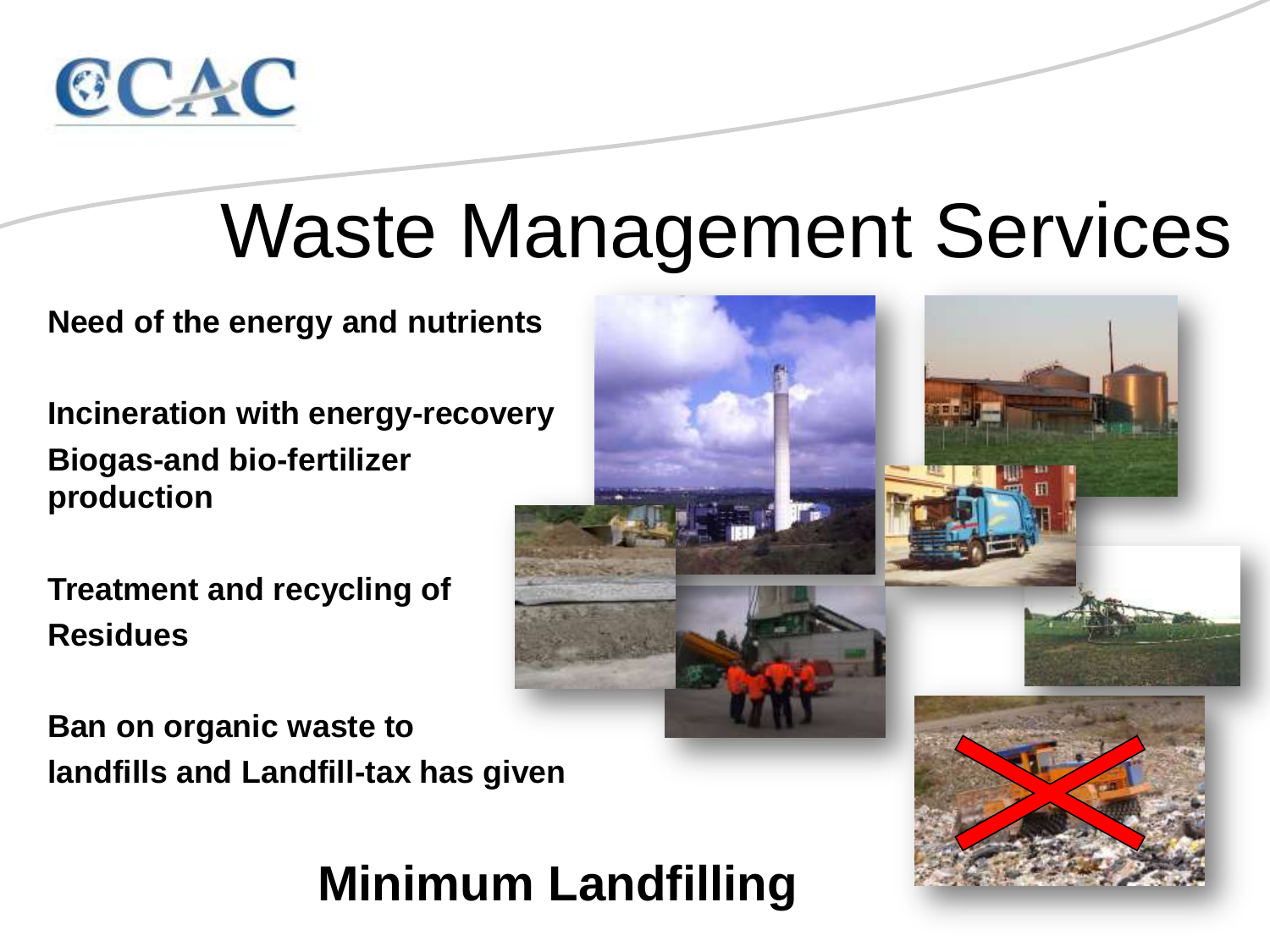# Waste Management Services

**Need of the energy and nutrients**

**Incineration with energy-recovery**

**Biogas-and bio-fertilizer production**

**Treatment and recycling of Residues**

**Ban on organic waste to landfills and Landfill-tax has given**

## Minimum Landfilling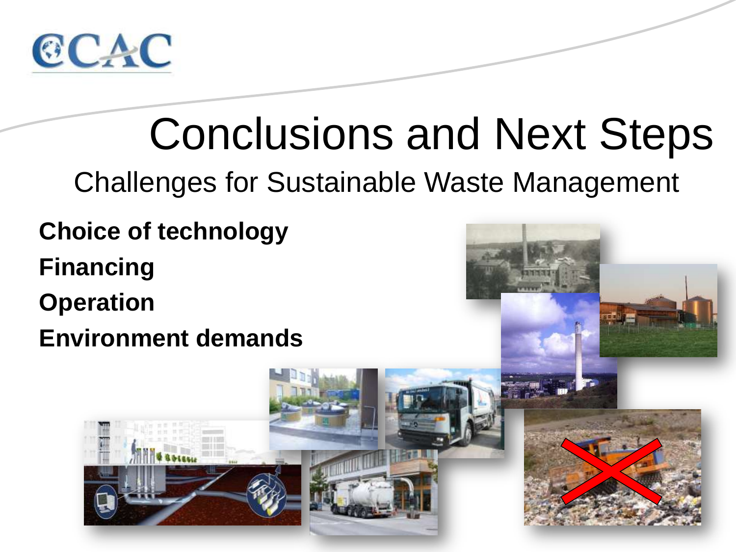# Conclusions and Next Steps

## Challenges for Sustainable Waste Management

**Choice of technology**

**Financing**

**Operation**

**Environment demands**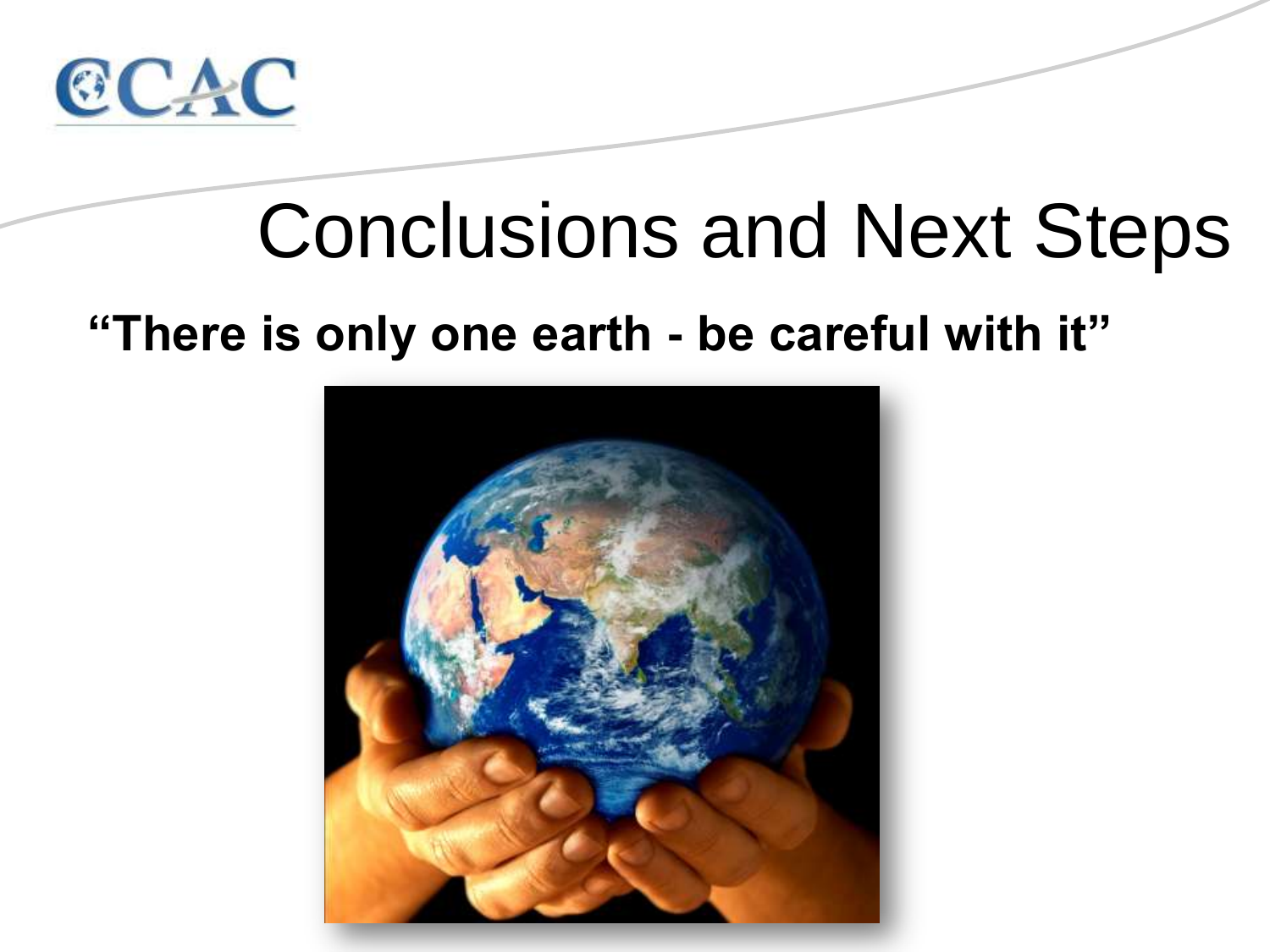# Conclusions and Next Steps

**"There is only one earth - be careful with it"**